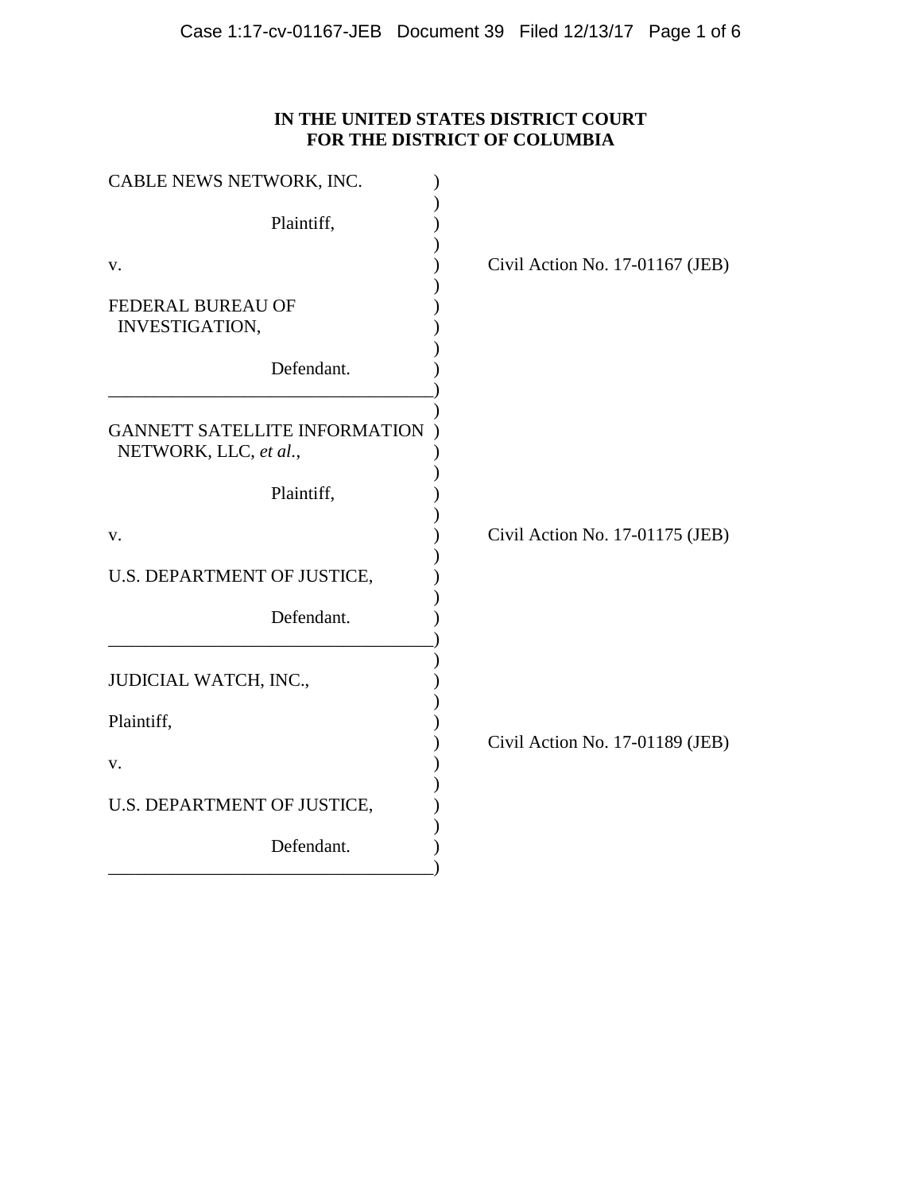**IN THE UNITED STATES DISTRICT COURT**
**FOR THE DISTRICT OF COLUMBIA**

| | |
|---|---|
| CABLE NEWS NETWORK, INC.<br><br>Plaintiff,<br><br>v.<br><br>FEDERAL BUREAU OF INVESTIGATION,<br><br>Defendant. | Civil Action No. 17-01167 (JEB) |
| GANNETT SATELLITE INFORMATION NETWORK, LLC, *et al.*,<br><br>Plaintiff,<br><br>v.<br><br>U.S. DEPARTMENT OF JUSTICE,<br><br>Defendant. | Civil Action No. 17-01175 (JEB) |
| JUDICIAL WATCH, INC.,<br><br>Plaintiff,<br><br>v.<br><br>U.S. DEPARTMENT OF JUSTICE,<br><br>Defendant. | Civil Action No. 17-01189 (JEB) |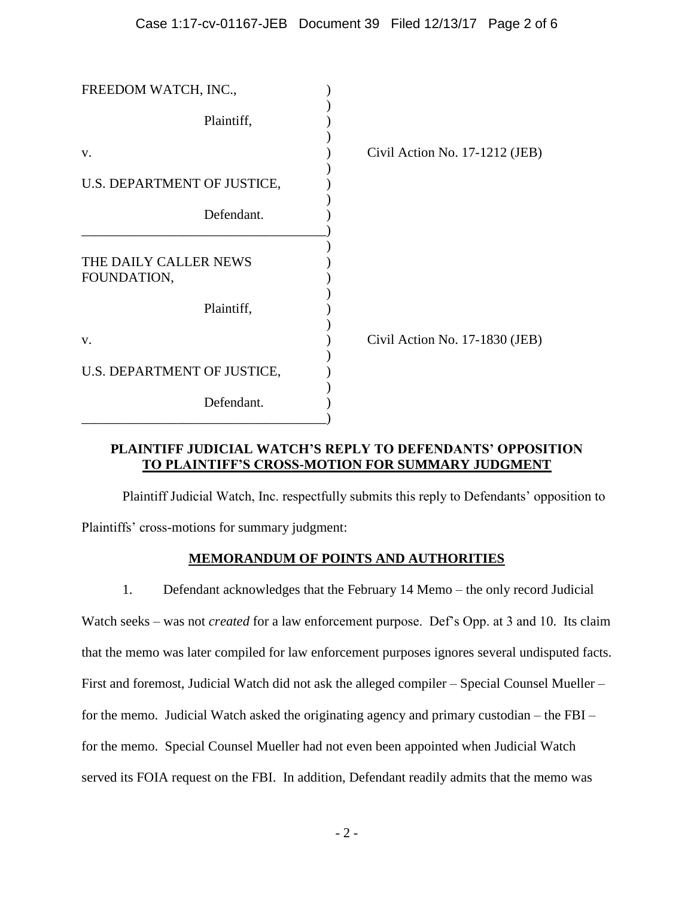| | | |
|---|---|---|
| FREEDOM WATCH, INC., | ) | |
| Plaintiff, | ) | |
| v. | ) | Civil Action No. 17-1212 (JEB) |
| U.S. DEPARTMENT OF JUSTICE, | ) | |
| Defendant. | ) | |
| THE DAILY CALLER NEWS FOUNDATION, | ) | |
| Plaintiff, | ) | |
| v. | ) | Civil Action No. 17-1830 (JEB) |
| U.S. DEPARTMENT OF JUSTICE, | ) | |
| Defendant. | ) | |

**PLAINTIFF JUDICIAL WATCH'S REPLY TO DEFENDANTS' OPPOSITION TO PLAINTIFF'S CROSS-MOTION FOR SUMMARY JUDGMENT**

Plaintiff Judicial Watch, Inc. respectfully submits this reply to Defendants' opposition to Plaintiffs' cross-motions for summary judgment:

**MEMORANDUM OF POINTS AND AUTHORITIES**

1. Defendant acknowledges that the February 14 Memo – the only record Judicial Watch seeks – was not *created* for a law enforcement purpose. Def's Opp. at 3 and 10. Its claim that the memo was later compiled for law enforcement purposes ignores several undisputed facts. First and foremost, Judicial Watch did not ask the alleged compiler – Special Counsel Mueller – for the memo. Judicial Watch asked the originating agency and primary custodian – the FBI – for the memo. Special Counsel Mueller had not even been appointed when Judicial Watch served its FOIA request on the FBI. In addition, Defendant readily admits that the memo was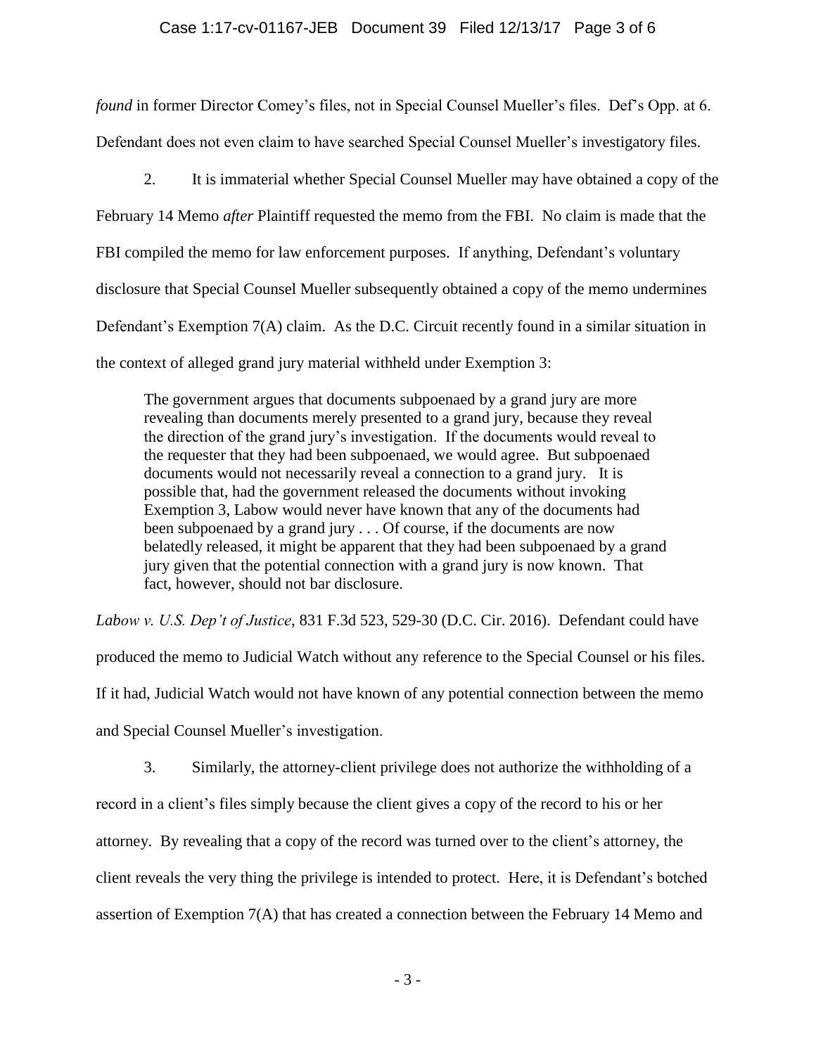*found* in former Director Comey's files, not in Special Counsel Mueller's files. Def's Opp. at 6. Defendant does not even claim to have searched Special Counsel Mueller's investigatory files.

2. It is immaterial whether Special Counsel Mueller may have obtained a copy of the February 14 Memo *after* Plaintiff requested the memo from the FBI. No claim is made that the FBI compiled the memo for law enforcement purposes. If anything, Defendant's voluntary disclosure that Special Counsel Mueller subsequently obtained a copy of the memo undermines Defendant's Exemption 7(A) claim. As the D.C. Circuit recently found in a similar situation in the context of alleged grand jury material withheld under Exemption 3:

> The government argues that documents subpoenaed by a grand jury are more revealing than documents merely presented to a grand jury, because they reveal the direction of the grand jury's investigation. If the documents would reveal to the requester that they had been subpoenaed, we would agree. But subpoenaed documents would not necessarily reveal a connection to a grand jury. It is possible that, had the government released the documents without invoking Exemption 3, Labow would never have known that any of the documents had been subpoenaed by a grand jury . . . Of course, if the documents are now belatedly released, it might be apparent that they had been subpoenaed by a grand jury given that the potential connection with a grand jury is now known. That fact, however, should not bar disclosure.

*Labow v. U.S. Dep't of Justice*, 831 F.3d 523, 529-30 (D.C. Cir. 2016). Defendant could have produced the memo to Judicial Watch without any reference to the Special Counsel or his files. If it had, Judicial Watch would not have known of any potential connection between the memo and Special Counsel Mueller's investigation.

3. Similarly, the attorney-client privilege does not authorize the withholding of a record in a client's files simply because the client gives a copy of the record to his or her attorney. By revealing that a copy of the record was turned over to the client's attorney, the client reveals the very thing the privilege is intended to protect. Here, it is Defendant's botched assertion of Exemption 7(A) that has created a connection between the February 14 Memo and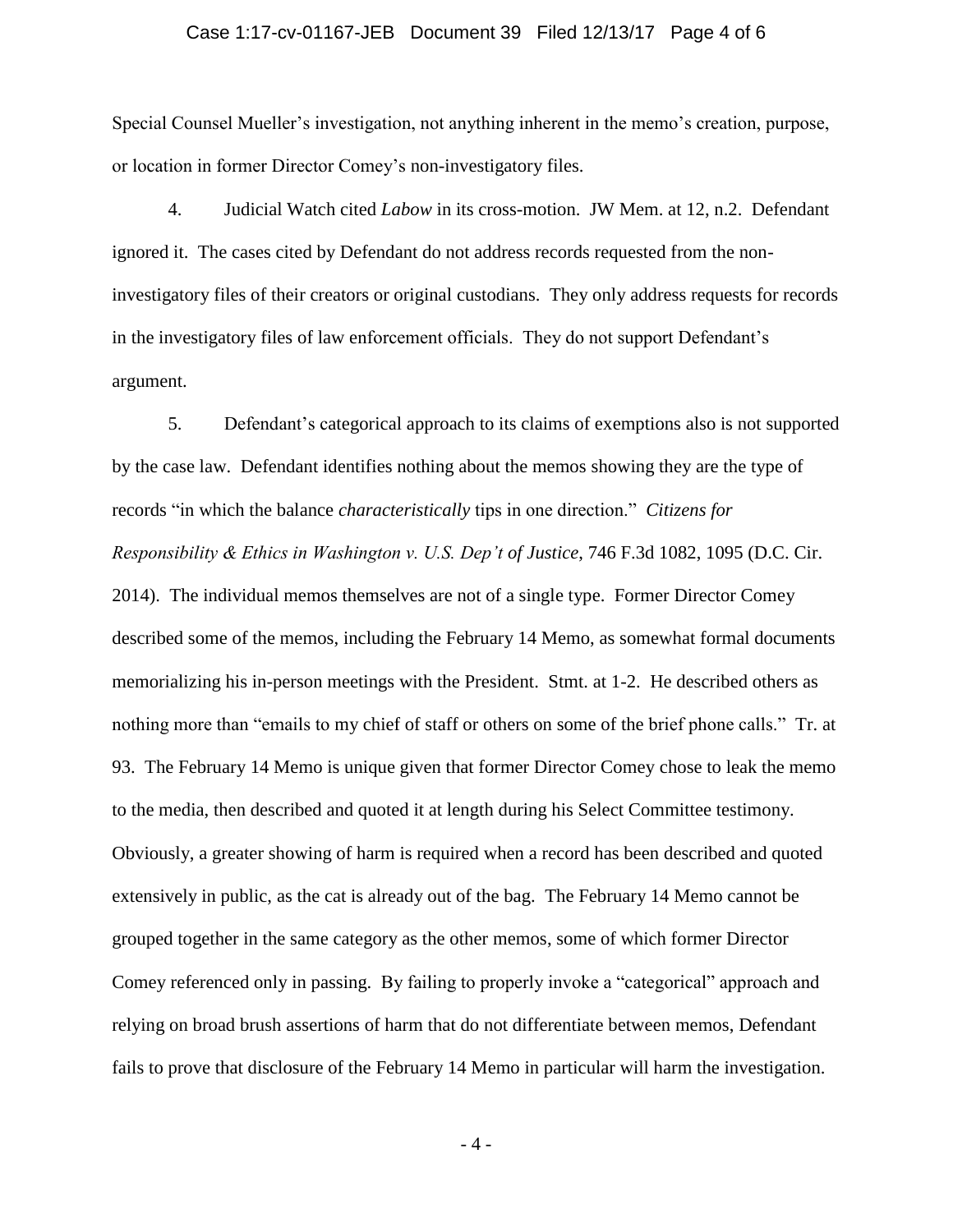Special Counsel Mueller's investigation, not anything inherent in the memo's creation, purpose, or location in former Director Comey's non-investigatory files.

4. Judicial Watch cited *Labow* in its cross-motion. JW Mem. at 12, n.2. Defendant ignored it. The cases cited by Defendant do not address records requested from the non-investigatory files of their creators or original custodians. They only address requests for records in the investigatory files of law enforcement officials. They do not support Defendant's argument.

5. Defendant's categorical approach to its claims of exemptions also is not supported by the case law. Defendant identifies nothing about the memos showing they are the type of records "in which the balance *characteristically* tips in one direction." *Citizens for Responsibility & Ethics in Washington v. U.S. Dep't of Justice*, 746 F.3d 1082, 1095 (D.C. Cir. 2014). The individual memos themselves are not of a single type. Former Director Comey described some of the memos, including the February 14 Memo, as somewhat formal documents memorializing his in-person meetings with the President. Stmt. at 1-2. He described others as nothing more than "emails to my chief of staff or others on some of the brief phone calls." Tr. at 93. The February 14 Memo is unique given that former Director Comey chose to leak the memo to the media, then described and quoted it at length during his Select Committee testimony. Obviously, a greater showing of harm is required when a record has been described and quoted extensively in public, as the cat is already out of the bag. The February 14 Memo cannot be grouped together in the same category as the other memos, some of which former Director Comey referenced only in passing. By failing to properly invoke a "categorical" approach and relying on broad brush assertions of harm that do not differentiate between memos, Defendant fails to prove that disclosure of the February 14 Memo in particular will harm the investigation.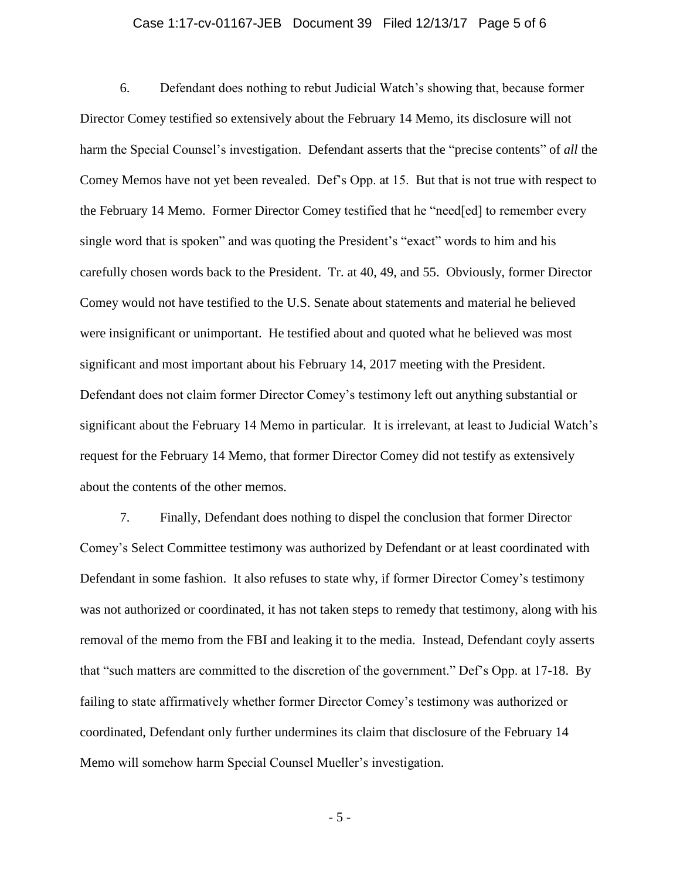6. Defendant does nothing to rebut Judicial Watch's showing that, because former Director Comey testified so extensively about the February 14 Memo, its disclosure will not harm the Special Counsel's investigation. Defendant asserts that the "precise contents" of *all* the Comey Memos have not yet been revealed. Def's Opp. at 15. But that is not true with respect to the February 14 Memo. Former Director Comey testified that he "need[ed] to remember every single word that is spoken" and was quoting the President's "exact" words to him and his carefully chosen words back to the President. Tr. at 40, 49, and 55. Obviously, former Director Comey would not have testified to the U.S. Senate about statements and material he believed were insignificant or unimportant. He testified about and quoted what he believed was most significant and most important about his February 14, 2017 meeting with the President. Defendant does not claim former Director Comey's testimony left out anything substantial or significant about the February 14 Memo in particular. It is irrelevant, at least to Judicial Watch's request for the February 14 Memo, that former Director Comey did not testify as extensively about the contents of the other memos.

7. Finally, Defendant does nothing to dispel the conclusion that former Director Comey's Select Committee testimony was authorized by Defendant or at least coordinated with Defendant in some fashion. It also refuses to state why, if former Director Comey's testimony was not authorized or coordinated, it has not taken steps to remedy that testimony, along with his removal of the memo from the FBI and leaking it to the media. Instead, Defendant coyly asserts that "such matters are committed to the discretion of the government." Def's Opp. at 17-18. By failing to state affirmatively whether former Director Comey's testimony was authorized or coordinated, Defendant only further undermines its claim that disclosure of the February 14 Memo will somehow harm Special Counsel Mueller's investigation.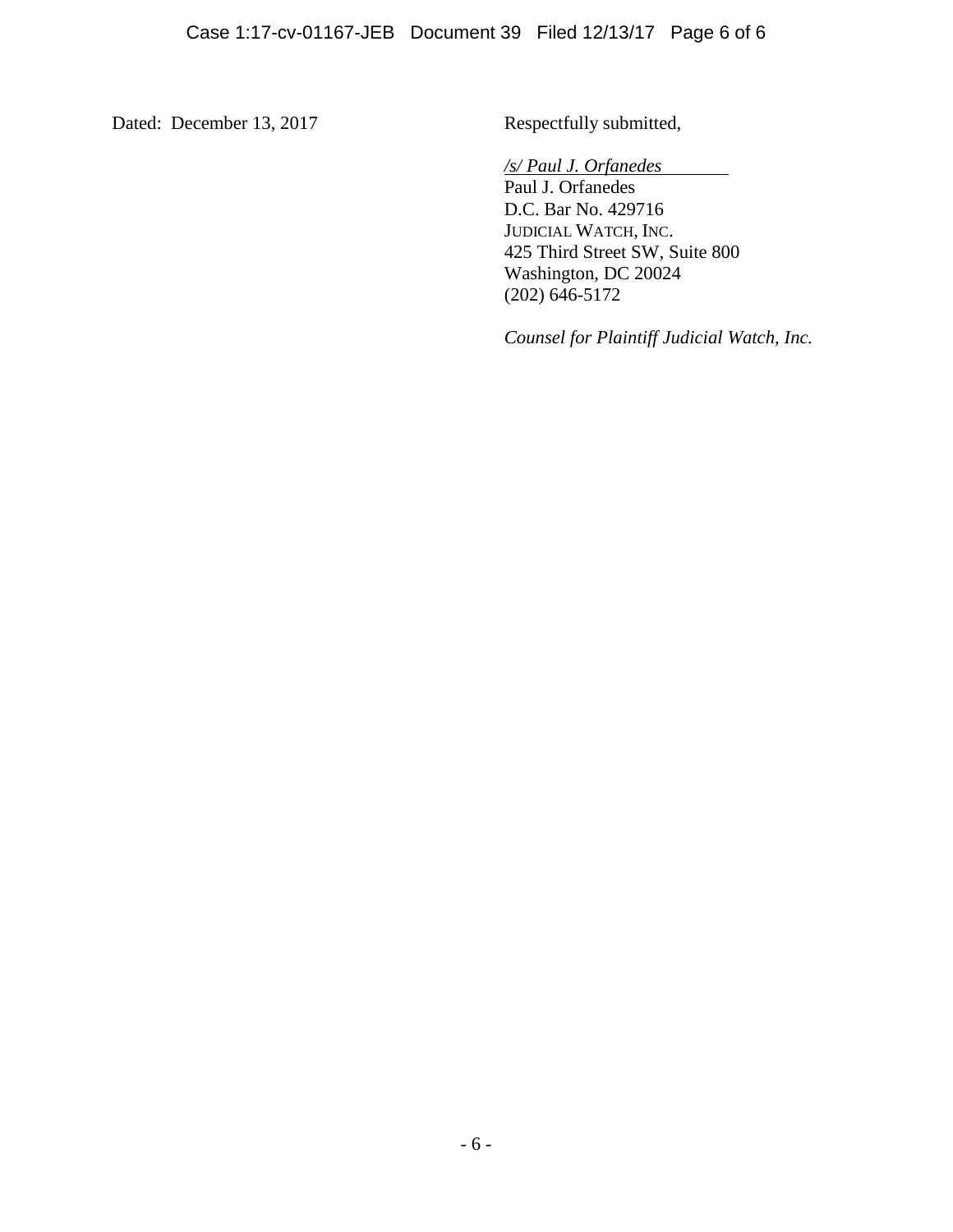Dated: December 13, 2017

Respectfully submitted,

*/s/ Paul J. Orfanedes*
Paul J. Orfanedes
D.C. Bar No. 429716
JUDICIAL WATCH, INC.
425 Third Street SW, Suite 800
Washington, DC 20024
(202) 646-5172

*Counsel for Plaintiff Judicial Watch, Inc.*